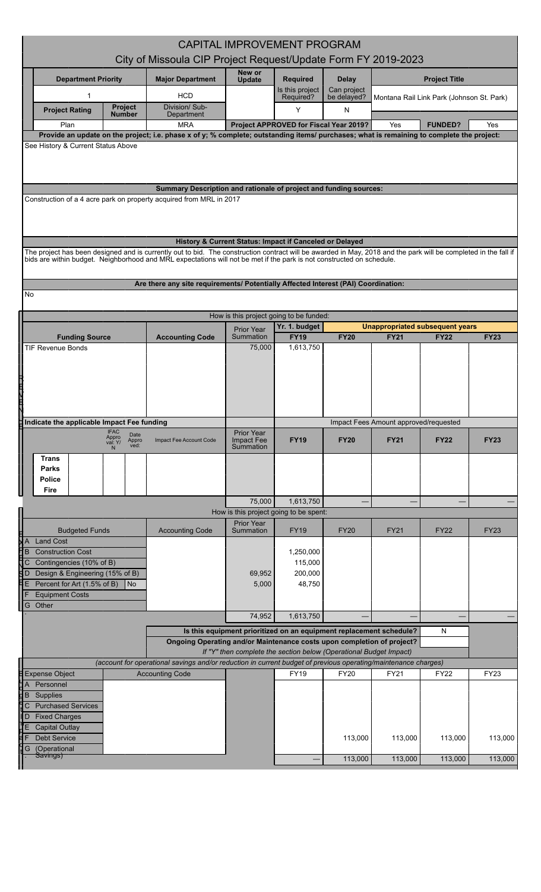# CAPITAL IMPROVEMENT PROGRAM

## City of Missoula CIP Project Request/Update Form FY 2019-2023

| Department Priority | | Major Department | New or Update | Required | Delay | Project Title | |
|---|---|---|---|---|---|---|---|
| 1 | | HCD | | Is this project Required? | Can project be delayed? | Montana Rail Link Park (Johnson St. Park) | |
| Project Rating | Project Number | Division/ Sub-Department | | Y | N | | |
| Plan | | MRA | Project APPROVED for Fiscal Year 2019? | | Yes | FUNDED? | Yes |

**Provide an update on the project; i.e. phase x of y; % complete; outstanding items/ purchases; what is remaining to complete the project:**

See History & Current Status Above

**Summary Description and rationale of project and funding sources:**

Construction of a 4 acre park on property acquired from MRL in 2017

**History & Current Status: Impact if Canceled or Delayed**

The project has been designed and is currently out to bid. The construction contract will be awarded in May, 2018 and the park will be completed in the fall if bids are within budget. Neighborhood and MRL expectations will not be met if the park is not constructed on schedule.

**Are there any site requirements/ Potentially Affected Interest (PAI) Coordination:**

No

**How is this project going to be funded:**

| Funding Source | Accounting Code | Prior Year Summation | Yr. 1. budget FY19 | FY20 | FY21 | FY22 | FY23 |
|---|---|---|---|---|---|---|---|
| | | | | Unappropriated subsequent years | | | |
| TIF Revenue Bonds | | 75,000 | 1,613,750 | | | | |

**Indicate the applicable Impact Fee funding**

| | IFAC Approval: Y/N | Date Approved: | Impact Fee Account Code | Prior Year Impact Fee Summation | FY19 | FY20 | FY21 | FY22 | FY23 |
|---|---|---|---|---|---|---|---|---|---|
| | | | | | Impact Fees Amount approved/requested | | | | |
| Trans | | | | | | | | | |
| Parks | | | | | | | | | |
| Police | | | | | | | | | |
| Fire | | | | | | | | | |
| | | | | 75,000 | 1,613,750 | — | — | — | — |

**How is this project going to be spent:**

| Budgeted Funds | Accounting Code | Prior Year Summation | FY19 | FY20 | FY21 | FY22 | FY23 |
|---|---|---|---|---|---|---|---|
| A Land Cost | | | | | | | |
| B Construction Cost | | | 1,250,000 | | | | |
| C Contingencies (10% of B) | | | 115,000 | | | | |
| D Design & Engineering (15% of B) | | 69,952 | 200,000 | | | | |
| E Percent for Art (1.5% of B) No | | 5,000 | 48,750 | | | | |
| F Equipment Costs | | | | | | | |
| G Other | | | | | | | |
| | | 74,952 | 1,613,750 | — | — | — | — |

Is this equipment prioritized on an equipment replacement schedule? N

Ongoing Operating and/or Maintenance costs upon completion of project?

*If "Y" then complete the section below (Operational Budget Impact)*

*(account for operational savings and/or reduction in current budget of previous operating/maintenance charges)*

| Expense Object | Accounting Code | | FY19 | FY20 | FY21 | FY22 | FY23 |
|---|---|---|---|---|---|---|---|
| A Personnel | | | | | | | |
| B Supplies | | | | | | | |
| C Purchased Services | | | | | | | |
| D Fixed Charges | | | | | | | |
| E Capital Outlay | | | | | | | |
| F Debt Service | | | | 113,000 | 113,000 | 113,000 | 113,000 |
| G (Operational Savings) | | | | | | | |
| | | | — | 113,000 | 113,000 | 113,000 | 113,000 |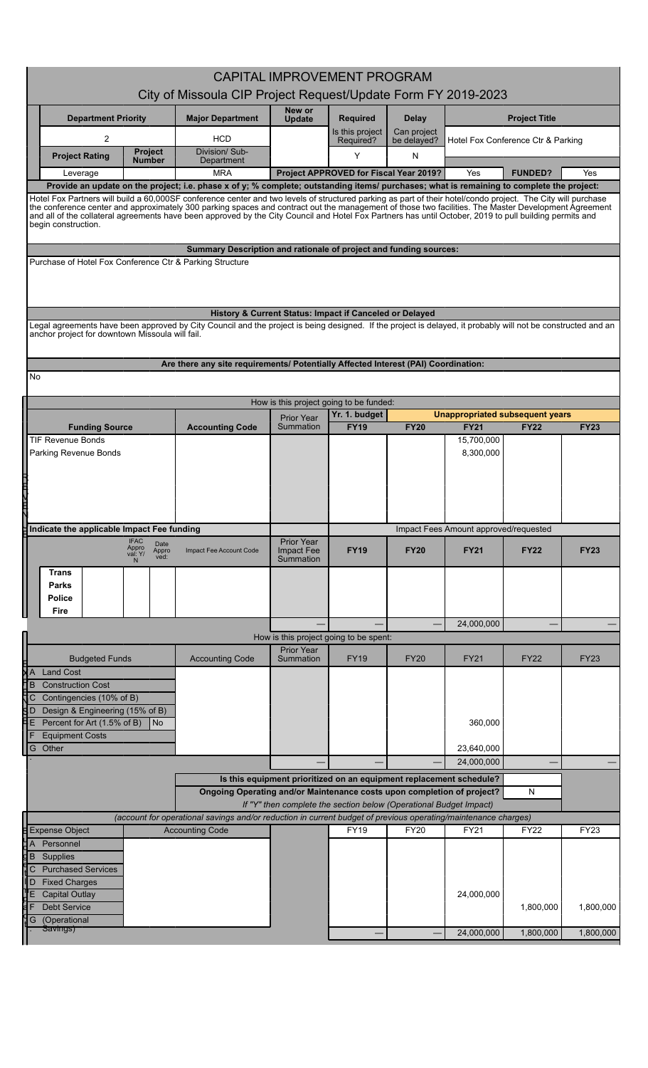# CAPITAL IMPROVEMENT PROGRAM

## City of Missoula CIP Project Request/Update Form FY 2019-2023

| Department Priority | | Major Department | New or Update | Required | Delay | Project Title | |
|---|---|---|---|---|---|---|---|
| 2 | | HCD | | Is this project Required? | Can project be delayed? | Hotel Fox Conference Ctr & Parking | |
| **Project Rating** | **Project Number** | Division/ Sub-Department | | Y | N | | |
| Leverage | | MRA | **Project APPROVED for Fiscal Year 2019?** | | | Yes | **FUNDED?** Yes |

**Provide an update on the project; i.e. phase x of y; % complete; outstanding items/ purchases; what is remaining to complete the project:**

Hotel Fox Partners will build a 60,000SF conference center and two levels of structured parking as part of their hotel/condo project. The City will purchase the conference center and approximately 300 parking spaces and contract out the management of those two facilities. The Master Development Agreement and all of the collateral agreements have been approved by the City Council and Hotel Fox Partners has until October, 2019 to pull building permits and begin construction.

**Summary Description and rationale of project and funding sources:**

Purchase of Hotel Fox Conference Ctr & Parking Structure

**History & Current Status: Impact if Canceled or Delayed**

Legal agreements have been approved by City Council and the project is being designed. If the project is delayed, it probably will not be constructed and an anchor project for downtown Missoula will fail.

**Are there any site requirements/ Potentially Affected Interest (PAI) Coordination:**

No

How is this project going to be funded:

| Funding Source | Accounting Code | Prior Year Summation | Yr. 1 budget FY19 | FY20 | FY21 | FY22 | FY23 |
|---|---|---|---|---|---|---|---|
| | | | | Unappropriated subsequent years | | | |
| TIF Revenue Bonds | | | | | 15,700,000 | | |
| Parking Revenue Bonds | | | | | 8,300,000 | | |

**Indicate the applicable Impact Fee funding**

| | IFAC Approval: Y/N | Date Approved: | Impact Fee Account Code | Prior Year Impact Fee Summation | FY19 | FY20 | FY21 | FY22 | FY23 |
|---|---|---|---|---|---|---|---|---|---|
| | | | | | Impact Fees Amount approved/requested | | | | |
| **Trans** | | | | | | | | | |
| **Parks** | | | | | | | | | |
| **Police** | | | | | | | | | |
| **Fire** | | | | | | | | | |
| | | | | — | — | — | 24,000,000 | — | — |

How is this project going to be spent:

| Budgeted Funds | | Accounting Code | Prior Year Summation | FY19 | FY20 | FY21 | FY22 | FY23 |
|---|---|---|---|---|---|---|---|---|
| A Land Cost | | | | | | | | |
| B Construction Cost | | | | | | | | |
| C Contingencies (10% of B) | | | | | | | | |
| D Design & Engineering (15% of B) | | | | | | | | |
| E Percent for Art (1.5% of B) | No | | | | | 360,000 | | |
| F Equipment Costs | | | | | | | | |
| G Other | | | | | | 23,640,000 | | |
| | | | — | — | — | 24,000,000 | — | — |

**Is this equipment prioritized on an equipment replacement schedule?**

**Ongoing Operating and/or Maintenance costs upon completion of project?** N

*If "Y" then complete the section below (Operational Budget Impact)*

*(account for operational savings and/or reduction in current budget of previous operating/maintenance charges)*

| Expense Object | Accounting Code | | FY19 | FY20 | FY21 | FY22 | FY23 |
|---|---|---|---|---|---|---|---|
| A Personnel | | | | | | | |
| B Supplies | | | | | | | |
| C Purchased Services | | | | | | | |
| D Fixed Charges | | | | | | | |
| E Capital Outlay | | | | | 24,000,000 | | |
| F Debt Service | | | | | | 1,800,000 | 1,800,000 |
| G (Operational Savings) | | | | | | | |
| | | | — | — | 24,000,000 | 1,800,000 | 1,800,000 |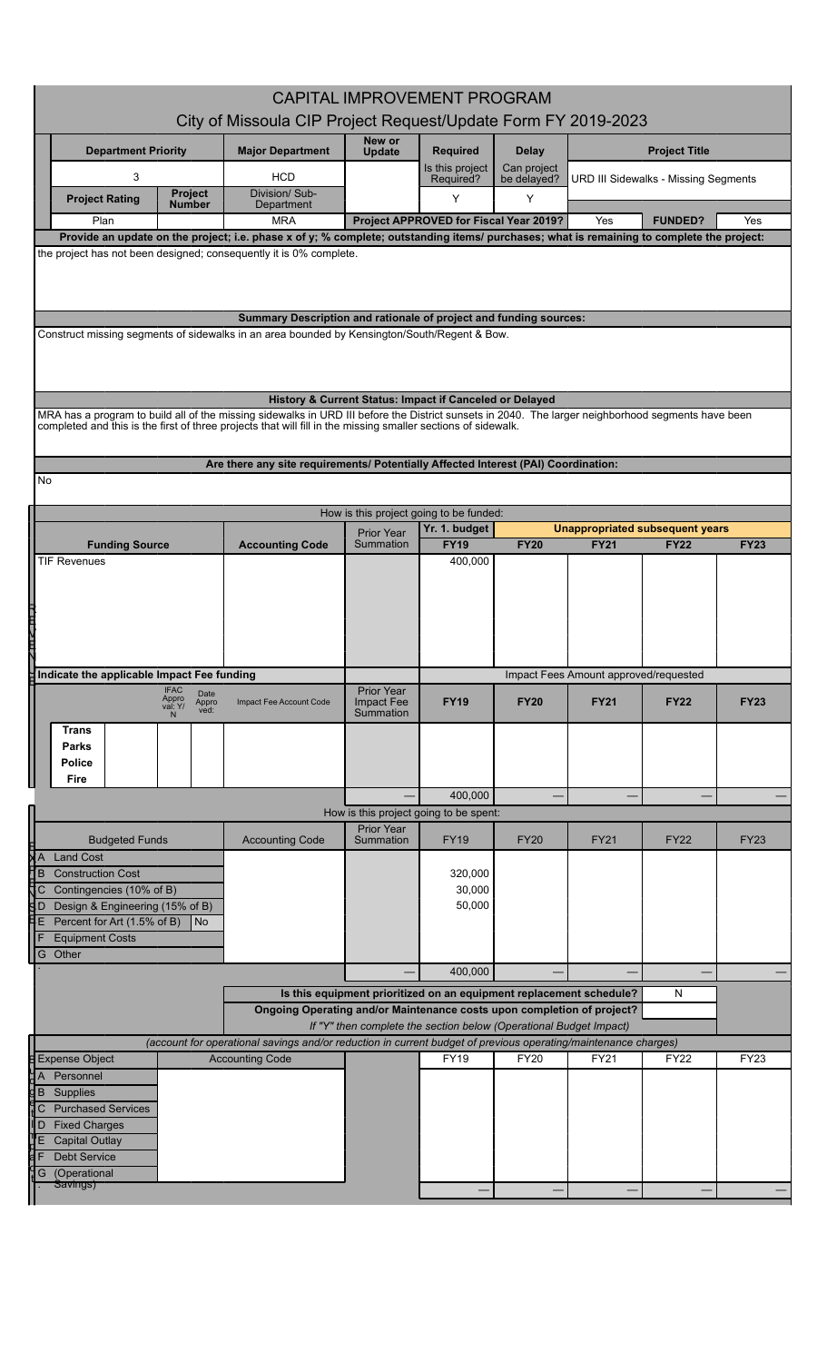# CAPITAL IMPROVEMENT PROGRAM

## City of Missoula CIP Project Request/Update Form FY 2019-2023

| Department Priority | | Major Department | New or Update | Required | Delay | Project Title | | |
|---|---|---|---|---|---|---|---|---|
| 3 | | HCD | | Is this project Required? | Can project be delayed? | URD III Sidewalks - Missing Segments | | |
| Project Rating | Project Number | Division/ Sub-Department | | Y | Y | | | |
| Plan | | MRA | Project APPROVED for Fiscal Year 2019? | | | Yes | FUNDED? | Yes |

**Provide an update on the project; i.e. phase x of y; % complete; outstanding items/ purchases; what is remaining to complete the project:**

the project has not been designed; consequently it is 0% complete.

**Summary Description and rationale of project and funding sources:**

Construct missing segments of sidewalks in an area bounded by Kensington/South/Regent & Bow.

**History & Current Status: Impact if Canceled or Delayed**

MRA has a program to build all of the missing sidewalks in URD III before the District sunsets in 2040. The larger neighborhood segments have been completed and this is the first of three projects that will fill in the missing smaller sections of sidewalk.

**Are there any site requirements/ Potentially Affected Interest (PAI) Coordination:**

No

**How is this project going to be funded:**

| Funding Source | Accounting Code | Prior Year Summation | Yr. 1. budget FY19 | FY20 | FY21 | FY22 | FY23 |
|---|---|---|---|---|---|---|---|
| | | | | Unappropriated subsequent years | | | |
| TIF Revenues | | | 400,000 | | | | |

**Indicate the applicable Impact Fee funding**

| | IFAC Appro val: Y/N | Date Appro ved: | Impact Fee Account Code | Prior Year Impact Fee Summation | FY19 | FY20 | FY21 | FY22 | FY23 |
|---|---|---|---|---|---|---|---|---|---|
| | | | | | Impact Fees Amount approved/requested | | | | |
| Trans | | | | | | | | | |
| Parks | | | | | | | | | |
| Police | | | | | | | | | |
| Fire | | | | | | | | | |
| | | | | — | 400,000 | — | — | — | — |

**How is this project going to be spent:**

| Budgeted Funds | Accounting Code | Prior Year Summation | FY19 | FY20 | FY21 | FY22 | FY23 |
|---|---|---|---|---|---|---|---|
| A Land Cost | | | | | | | |
| B Construction Cost | | | 320,000 | | | | |
| C Contingencies (10% of B) | | | 30,000 | | | | |
| D Design & Engineering (15% of B) | | | 50,000 | | | | |
| E Percent for Art (1.5% of B) No | | | | | | | |
| F Equipment Costs | | | | | | | |
| G Other | | | | | | | |
| | | — | 400,000 | — | — | — | — |

Is this equipment prioritized on an equipment replacement schedule? N

Ongoing Operating and/or Maintenance costs upon completion of project?

*If "Y" then complete the section below (Operational Budget Impact)*

*(account for operational savings and/or reduction in current budget of previous operating/maintenance charges)*

| Expense Object | Accounting Code | | FY19 | FY20 | FY21 | FY22 | FY23 |
|---|---|---|---|---|---|---|---|
| A Personnel | | | | | | | |
| B Supplies | | | | | | | |
| C Purchased Services | | | | | | | |
| D Fixed Charges | | | | | | | |
| E Capital Outlay | | | | | | | |
| F Debt Service | | | | | | | |
| G (Operational Savings) | | | | | | | |
| | | | — | — | — | — | — |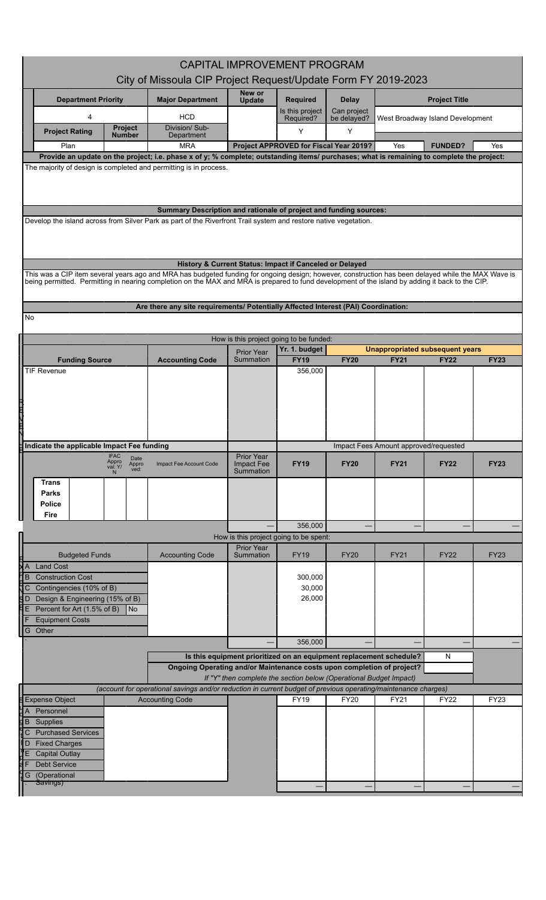# CAPITAL IMPROVEMENT PROGRAM

## City of Missoula CIP Project Request/Update Form FY 2019-2023

| Department Priority | | Major Department | New or Update | Required | Delay | Project Title |
|---|---|---|---|---|---|---|
| 4 | | HCD | | Is this project Required? | Can project be delayed? | West Broadway Island Development |
| Project Rating | Project Number | Division/ Sub-Department | | Y | Y | |
| Plan | | MRA | | | | |

Project APPROVED for Fiscal Year 2019? Yes FUNDED? Yes

**Provide an update on the project; i.e. phase x of y; % complete; outstanding items/ purchases; what is remaining to complete the project:**

The majority of design is completed and permitting is in process.

**Summary Description and rationale of project and funding sources:**

Develop the island across from Silver Park as part of the Riverfront Trail system and restore native vegetation.

**History & Current Status: Impact if Canceled or Delayed**

This was a CIP item several years ago and MRA has budgeted funding for ongoing design; however, construction has been delayed while the MAX Wave is being permitted. Permitting in nearing completion on the MAX and MRA is prepared to fund development of the island by adding it back to the CIP.

**Are there any site requirements/ Potentially Affected Interest (PAI) Coordination:**

No

How is this project going to be funded:

| Funding Source | Accounting Code | Prior Year Summation | Yr. 1. budget FY19 | FY20 | FY21 | FY22 | FY23 |
|---|---|---|---|---|---|---|---|
| TIF Revenue | | | 356,000 | | | | |

Unappropriated subsequent years: FY20–FY23

Indicate the applicable Impact Fee funding — Impact Fees Amount approved/requested

| | IFAC Approval: Y/N | Date Approved: | Impact Fee Account Code | Prior Year Impact Fee Summation | FY19 | FY20 | FY21 | FY22 | FY23 |
|---|---|---|---|---|---|---|---|---|---|
| Trans | | | | | | | | | |
| Parks | | | | | | | | | |
| Police | | | | | | | | | |
| Fire | | | | | | | | | |
| | | | | — | 356,000 | — | — | — | — |

How is this project going to be spent:

| Budgeted Funds | Accounting Code | Prior Year Summation | FY19 | FY20 | FY21 | FY22 | FY23 |
|---|---|---|---|---|---|---|---|
| A Land Cost | | | | | | | |
| B Construction Cost | | | 300,000 | | | | |
| C Contingencies (10% of B) | | | 30,000 | | | | |
| D Design & Engineering (15% of B) | | | 26,000 | | | | |
| E Percent for Art (1.5% of B) No | | | | | | | |
| F Equipment Costs | | | | | | | |
| G Other | | | | | | | |
| | | — | 356,000 | — | — | — | — |

Is this equipment prioritized on an equipment replacement schedule? N

Ongoing Operating and/or Maintenance costs upon completion of project?

*If "Y" then complete the section below (Operational Budget Impact)*

*(account for operational savings and/or reduction in current budget of previous operating/maintenance charges)*

| Expense Object | Accounting Code | | FY19 | FY20 | FY21 | FY22 | FY23 |
|---|---|---|---|---|---|---|---|
| A Personnel | | | | | | | |
| B Supplies | | | | | | | |
| C Purchased Services | | | | | | | |
| D Fixed Charges | | | | | | | |
| E Capital Outlay | | | | | | | |
| F Debt Service | | | | | | | |
| G (Operational Savings) | | | | | | | |
| | | | — | — | — | — | — |